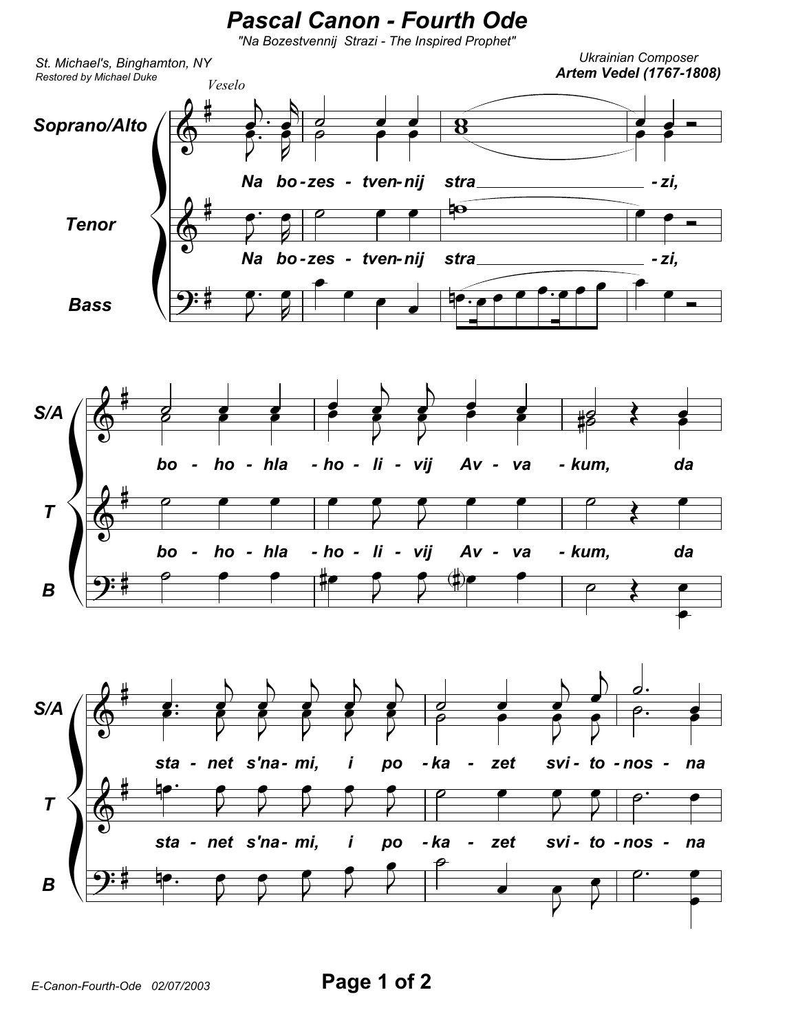# Pascal Canon - Fourth Ode

"Na Bozestvennij Strazi - The Inspired Prophet"

St. Michael's, Binghamton, NY
Restored by Michael Duke

Ukrainian Composer
**Artem Vedel (1767-1808)**

*Veselo*

Soprano/Alto

Tenor

Bass

Na bo-zes - tven-nij stra - zi,

bo - ho - hla - ho - li - vij Av - va - kum, da

sta - net s'na - mi, i po - ka - zet svi - to - nos - na

E-Canon-Fourth-Ode 02/07/2003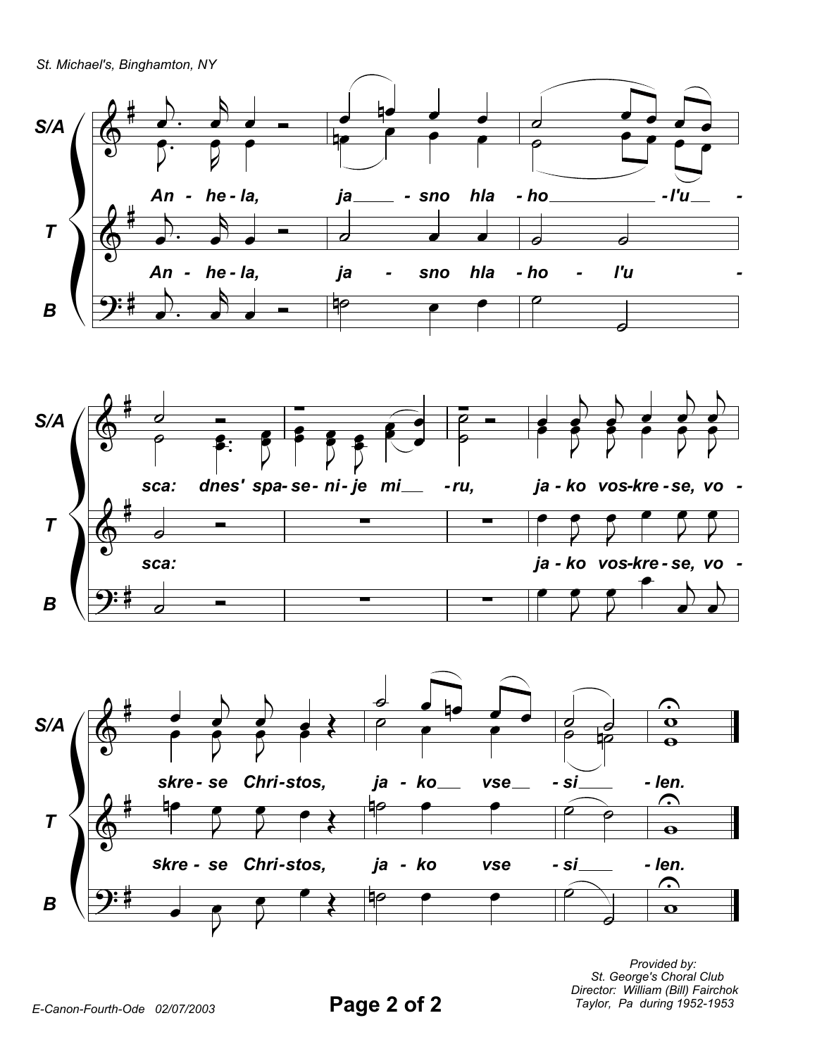St. Michael's, Binghamton, NY

S/A
T
B

An - he - la, ja - sno hla - ho - l'u - sca: dnes' spa- se - ni - je mi - ru, ja - ko vos-kre - se, vo - skre - se Chri-stos, ja - ko vse - si - len.

Provided by:
St. George's Choral Club
Director: William (Bill) Fairchok
Taylor, Pa during 1952-1953

E-Canon-Fourth-Ode 02/07/2003